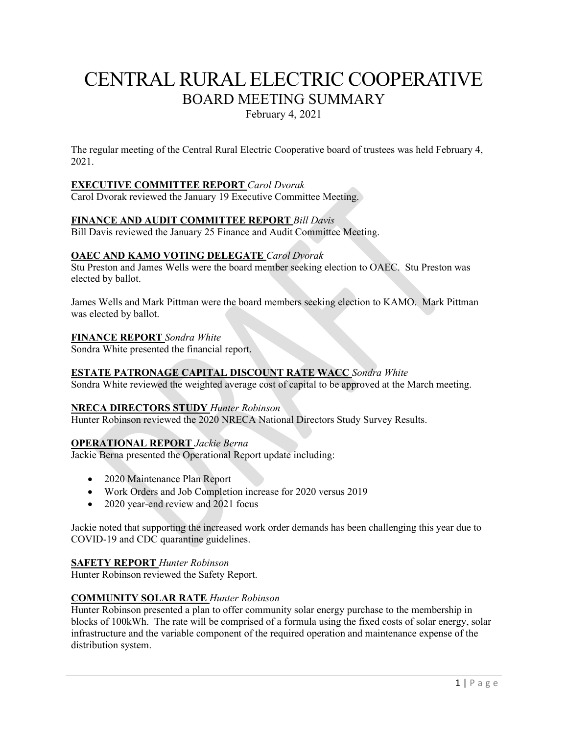# CENTRAL RURAL ELECTRIC COOPERATIVE

## BOARD MEETING SUMMARY

February 4, 2021

The regular meeting of the Central Rural Electric Cooperative board of trustees was held February 4, 2021.

**EXECUTIVE COMMITTEE REPORT** *Carol Dvorak*
Carol Dvorak reviewed the January 19 Executive Committee Meeting.

**FINANCE AND AUDIT COMMITTEE REPORT** *Bill Davis*
Bill Davis reviewed the January 25 Finance and Audit Committee Meeting.

**OAEC AND KAMO VOTING DELEGATE** *Carol Dvorak*
Stu Preston and James Wells were the board member seeking election to OAEC. Stu Preston was elected by ballot.

James Wells and Mark Pittman were the board members seeking election to KAMO. Mark Pittman was elected by ballot.

**FINANCE REPORT** *Sondra White*
Sondra White presented the financial report.

**ESTATE PATRONAGE CAPITAL DISCOUNT RATE WACC** *Sondra White*
Sondra White reviewed the weighted average cost of capital to be approved at the March meeting.

**NRECA DIRECTORS STUDY** *Hunter Robinson*
Hunter Robinson reviewed the 2020 NRECA National Directors Study Survey Results.

**OPERATIONAL REPORT** *Jackie Berna*
Jackie Berna presented the Operational Report update including:

- 2020 Maintenance Plan Report
- Work Orders and Job Completion increase for 2020 versus 2019
- 2020 year-end review and 2021 focus

Jackie noted that supporting the increased work order demands has been challenging this year due to COVID-19 and CDC quarantine guidelines.

**SAFETY REPORT** *Hunter Robinson*
Hunter Robinson reviewed the Safety Report.

**COMMUNITY SOLAR RATE** *Hunter Robinson*
Hunter Robinson presented a plan to offer community solar energy purchase to the membership in blocks of 100kWh. The rate will be comprised of a formula using the fixed costs of solar energy, solar infrastructure and the variable component of the required operation and maintenance expense of the distribution system.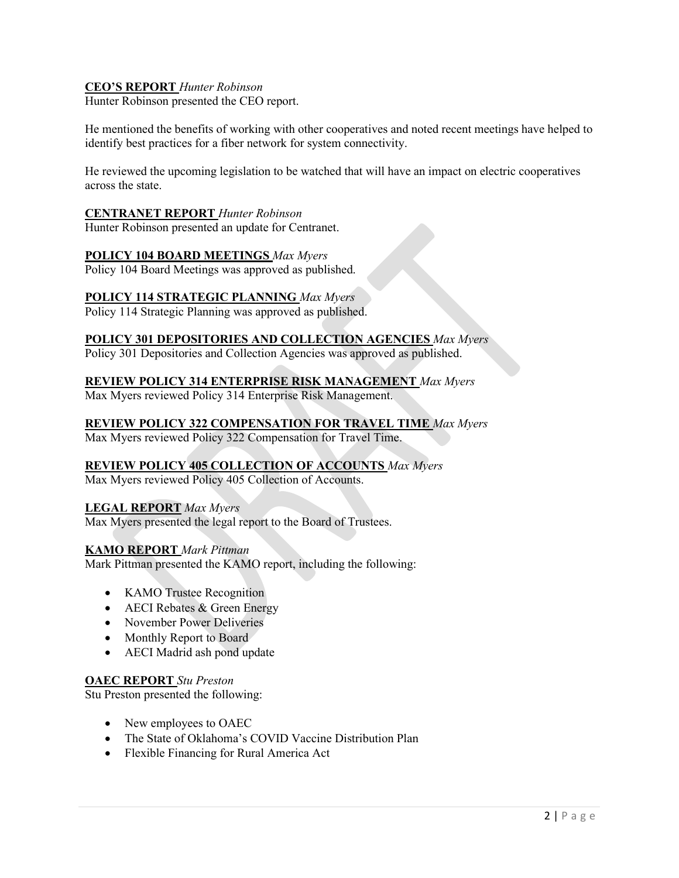**CEO'S REPORT** *Hunter Robinson*

Hunter Robinson presented the CEO report.

He mentioned the benefits of working with other cooperatives and noted recent meetings have helped to identify best practices for a fiber network for system connectivity.

He reviewed the upcoming legislation to be watched that will have an impact on electric cooperatives across the state.

**CENTRANET REPORT** *Hunter Robinson*

Hunter Robinson presented an update for Centranet.

**POLICY 104 BOARD MEETINGS** *Max Myers*

Policy 104 Board Meetings was approved as published.

**POLICY 114 STRATEGIC PLANNING** *Max Myers*

Policy 114 Strategic Planning was approved as published.

**POLICY 301 DEPOSITORIES AND COLLECTION AGENCIES** *Max Myers*

Policy 301 Depositories and Collection Agencies was approved as published.

**REVIEW POLICY 314 ENTERPRISE RISK MANAGEMENT** *Max Myers*

Max Myers reviewed Policy 314 Enterprise Risk Management.

**REVIEW POLICY 322 COMPENSATION FOR TRAVEL TIME** *Max Myers*

Max Myers reviewed Policy 322 Compensation for Travel Time.

**REVIEW POLICY 405 COLLECTION OF ACCOUNTS** *Max Myers*

Max Myers reviewed Policy 405 Collection of Accounts.

**LEGAL REPORT** *Max Myers*

Max Myers presented the legal report to the Board of Trustees.

**KAMO REPORT** *Mark Pittman*

Mark Pittman presented the KAMO report, including the following:

- KAMO Trustee Recognition
- AECI Rebates & Green Energy
- November Power Deliveries
- Monthly Report to Board
- AECI Madrid ash pond update

**OAEC REPORT** *Stu Preston*

Stu Preston presented the following:

- New employees to OAEC
- The State of Oklahoma's COVID Vaccine Distribution Plan
- Flexible Financing for Rural America Act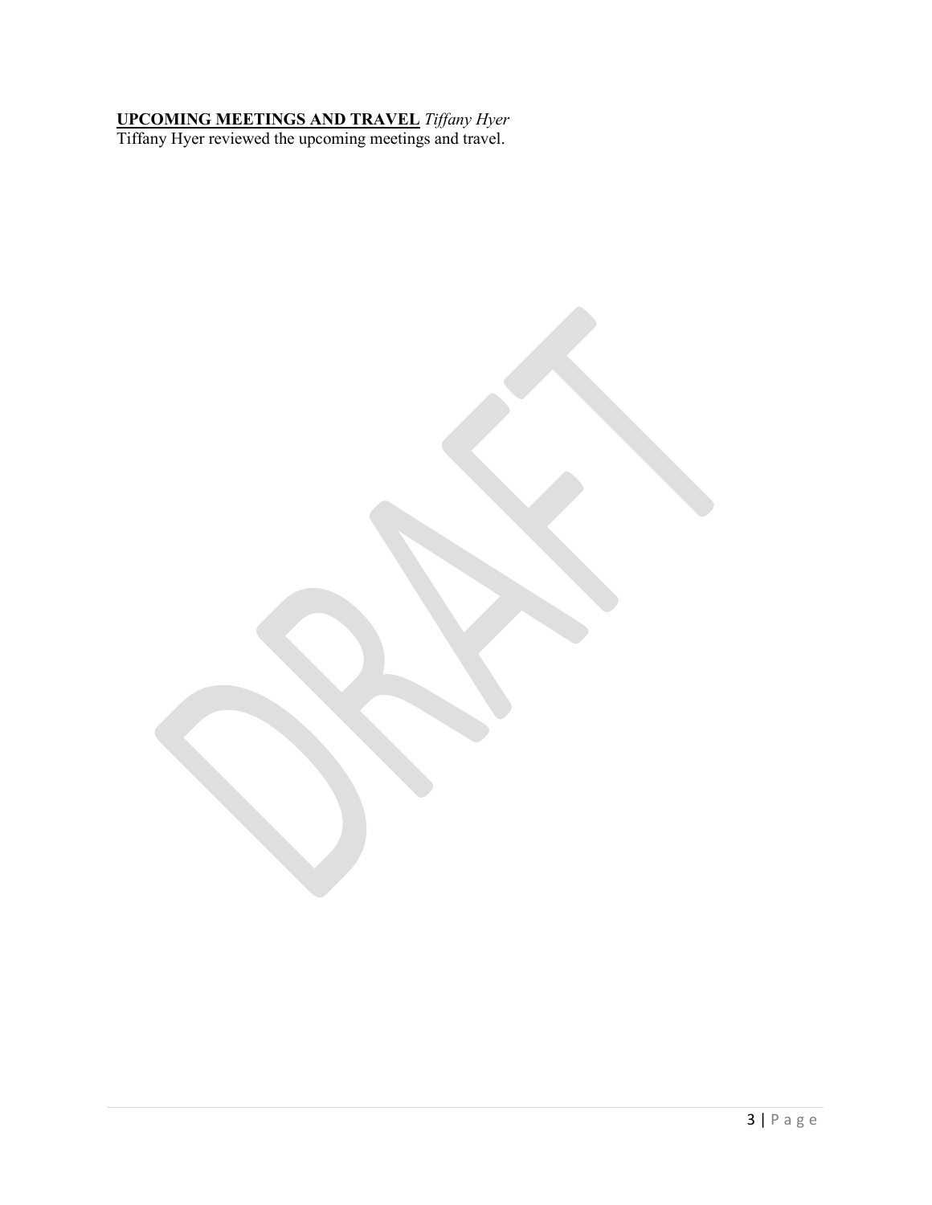**UPCOMING MEETINGS AND TRAVEL** *Tiffany Hyer*

Tiffany Hyer reviewed the upcoming meetings and travel.